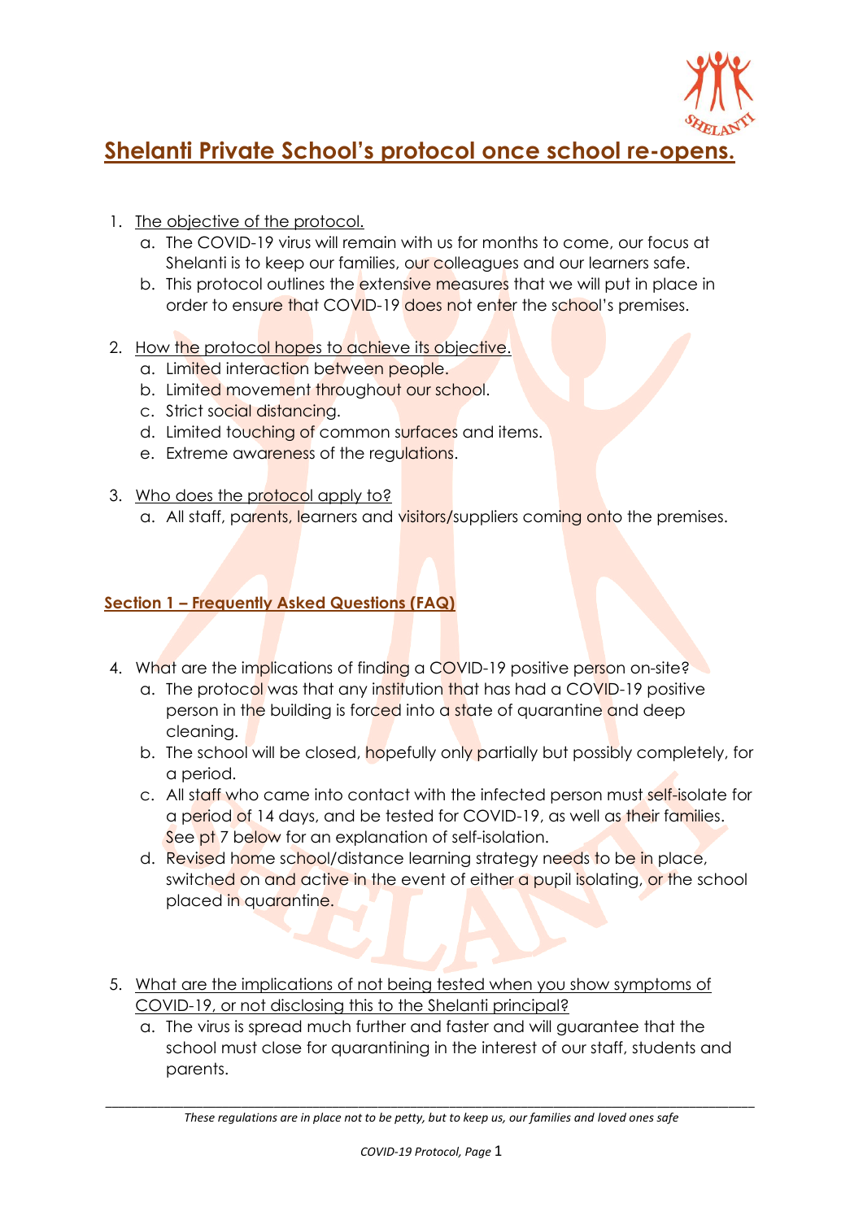# Shelanti Private School's protocol once school re-opens.

1. The objective of the protocol.
   a. The COVID-19 virus will remain with us for months to come, our focus at Shelanti is to keep our families, our colleagues and our learners safe.
   b. This protocol outlines the extensive measures that we will put in place in order to ensure that COVID-19 does not enter the school's premises.

2. How the protocol hopes to achieve its objective.
   a. Limited interaction between people.
   b. Limited movement throughout our school.
   c. Strict social distancing.
   d. Limited touching of common surfaces and items.
   e. Extreme awareness of the regulations.

3. Who does the protocol apply to?
   a. All staff, parents, learners and visitors/suppliers coming onto the premises.

## Section 1 – Frequently Asked Questions (FAQ)

4. What are the implications of finding a COVID-19 positive person on-site?
   a. The protocol was that any institution that has had a COVID-19 positive person in the building is forced into a state of quarantine and deep cleaning.
   b. The school will be closed, hopefully only partially but possibly completely, for a period.
   c. All staff who came into contact with the infected person must self-isolate for a period of 14 days, and be tested for COVID-19, as well as their families. See pt 7 below for an explanation of self-isolation.
   d. Revised home school/distance learning strategy needs to be in place, switched on and active in the event of either a pupil isolating, or the school placed in quarantine.

5. What are the implications of not being tested when you show symptoms of COVID-19, or not disclosing this to the Shelanti principal?
   a. The virus is spread much further and faster and will guarantee that the school must close for quarantining in the interest of our staff, students and parents.

*These regulations are in place not to be petty, but to keep us, our families and loved ones safe*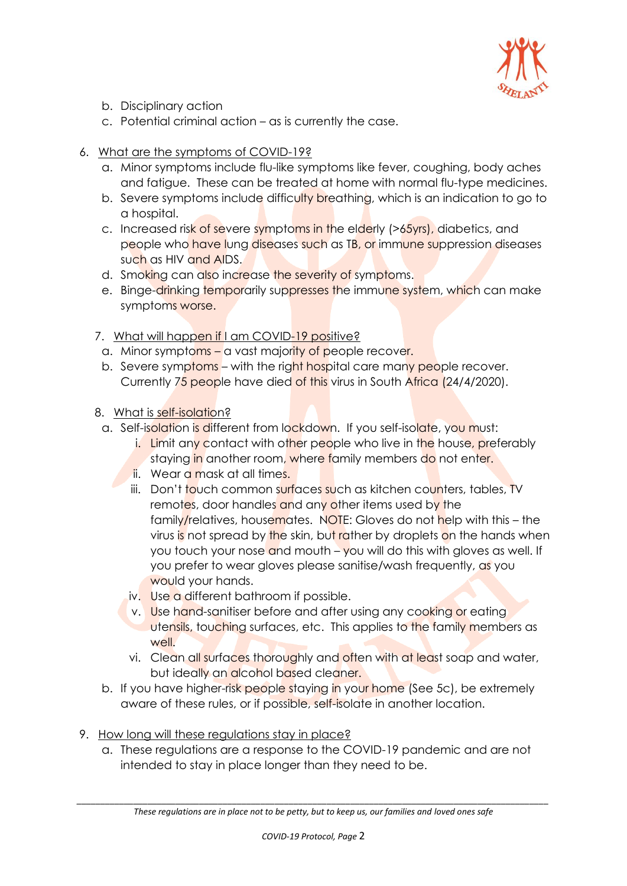b. Disciplinary action
c. Potential criminal action – as is currently the case.

6. <u>What are the symptoms of COVID-19?</u>
   a. Minor symptoms include flu-like symptoms like fever, coughing, body aches and fatigue. These can be treated at home with normal flu-type medicines.
   b. Severe symptoms include difficulty breathing, which is an indication to go to a hospital.
   c. Increased risk of severe symptoms in the elderly (>65yrs), diabetics, and people who have lung diseases such as TB, or immune suppression diseases such as HIV and AIDS.
   d. Smoking can also increase the severity of symptoms.
   e. Binge-drinking temporarily suppresses the immune system, which can make symptoms worse.

7. <u>What will happen if I am COVID-19 positive?</u>
   a. Minor symptoms – a vast majority of people recover.
   b. Severe symptoms – with the right hospital care many people recover. Currently 75 people have died of this virus in South Africa (24/4/2020).

8. <u>What is self-isolation?</u>
   a. Self-isolation is different from lockdown. If you self-isolate, you must:
      i. Limit any contact with other people who live in the house, preferably staying in another room, where family members do not enter.
      ii. Wear a mask at all times.
      iii. Don't touch common surfaces such as kitchen counters, tables, TV remotes, door handles and any other items used by the family/relatives, housemates. NOTE: Gloves do not help with this – the virus is not spread by the skin, but rather by droplets on the hands when you touch your nose and mouth – you will do this with gloves as well. If you prefer to wear gloves please sanitise/wash frequently, as you would your hands.
      iv. Use a different bathroom if possible.
      v. Use hand-sanitiser before and after using any cooking or eating utensils, touching surfaces, etc. This applies to the family members as well.
      vi. Clean all surfaces thoroughly and often with at least soap and water, but ideally an alcohol based cleaner.
   b. If you have higher-risk people staying in your home (See 5c), be extremely aware of these rules, or if possible, self-isolate in another location.

9. <u>How long will these regulations stay in place?</u>
   a. These regulations are a response to the COVID-19 pandemic and are not intended to stay in place longer than they need to be.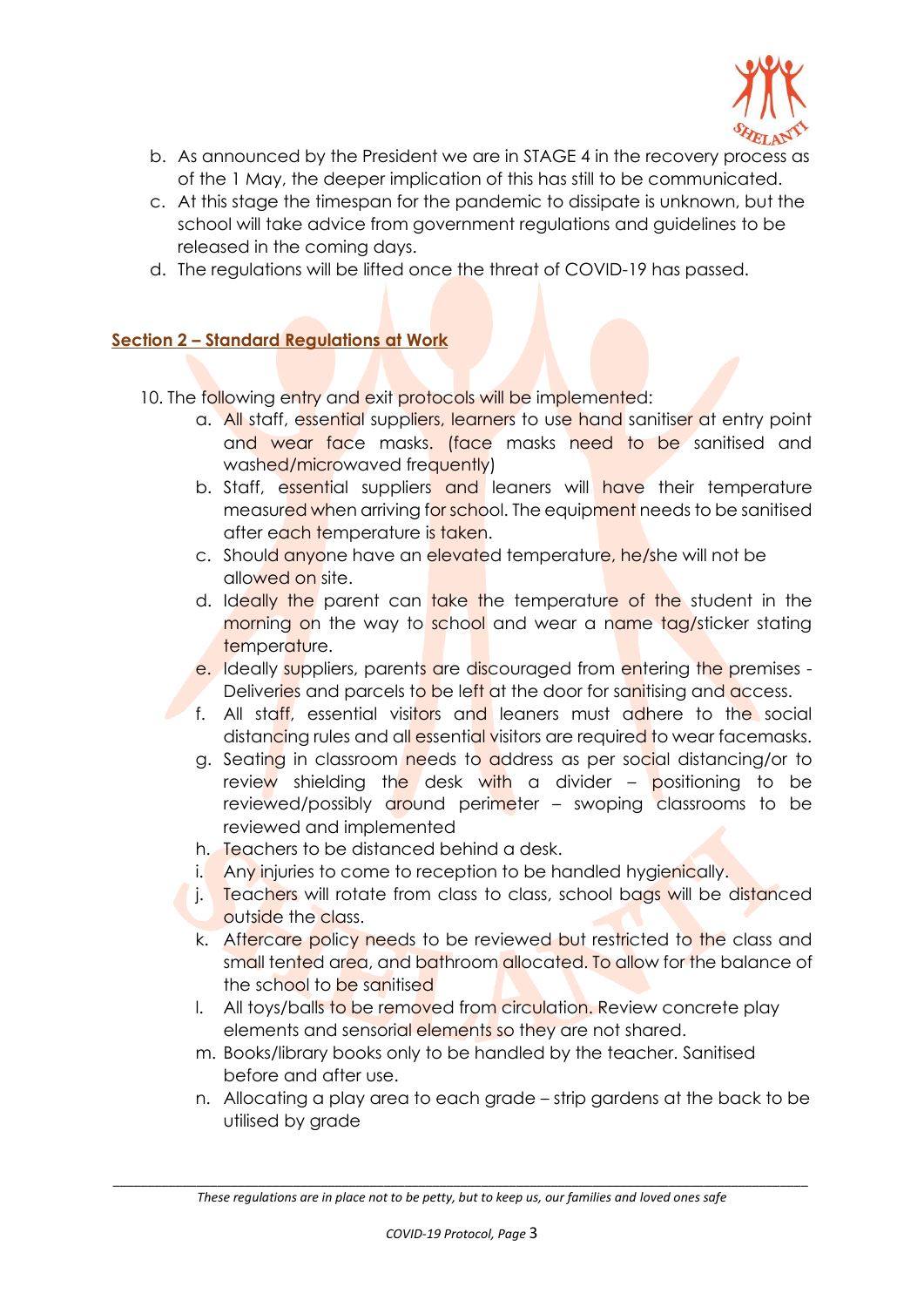b. As announced by the President we are in STAGE 4 in the recovery process as of the 1 May, the deeper implication of this has still to be communicated.

c. At this stage the timespan for the pandemic to dissipate is unknown, but the school will take advice from government regulations and guidelines to be released in the coming days.

d. The regulations will be lifted once the threat of COVID-19 has passed.

## Section 2 – Standard Regulations at Work

10. The following entry and exit protocols will be implemented:
    a. All staff, essential suppliers, learners to use hand sanitiser at entry point and wear face masks. (face masks need to be sanitised and washed/microwaved frequently)
    b. Staff, essential suppliers and leaners will have their temperature measured when arriving for school. The equipment needs to be sanitised after each temperature is taken.
    c. Should anyone have an elevated temperature, he/she will not be allowed on site.
    d. Ideally the parent can take the temperature of the student in the morning on the way to school and wear a name tag/sticker stating temperature.
    e. Ideally suppliers, parents are discouraged from entering the premises - Deliveries and parcels to be left at the door for sanitising and access.
    f. All staff, essential visitors and leaners must adhere to the social distancing rules and all essential visitors are required to wear facemasks.
    g. Seating in classroom needs to address as per social distancing/or to review shielding the desk with a divider – positioning to be reviewed/possibly around perimeter – swoping classrooms to be reviewed and implemented
    h. Teachers to be distanced behind a desk.
    i. Any injuries to come to reception to be handled hygienically.
    j. Teachers will rotate from class to class, school bags will be distanced outside the class.
    k. Aftercare policy needs to be reviewed but restricted to the class and small tented area, and bathroom allocated. To allow for the balance of the school to be sanitised
    l. All toys/balls to be removed from circulation. Review concrete play elements and sensorial elements so they are not shared.
    m. Books/library books only to be handled by the teacher. Sanitised before and after use.
    n. Allocating a play area to each grade – strip gardens at the back to be utilised by grade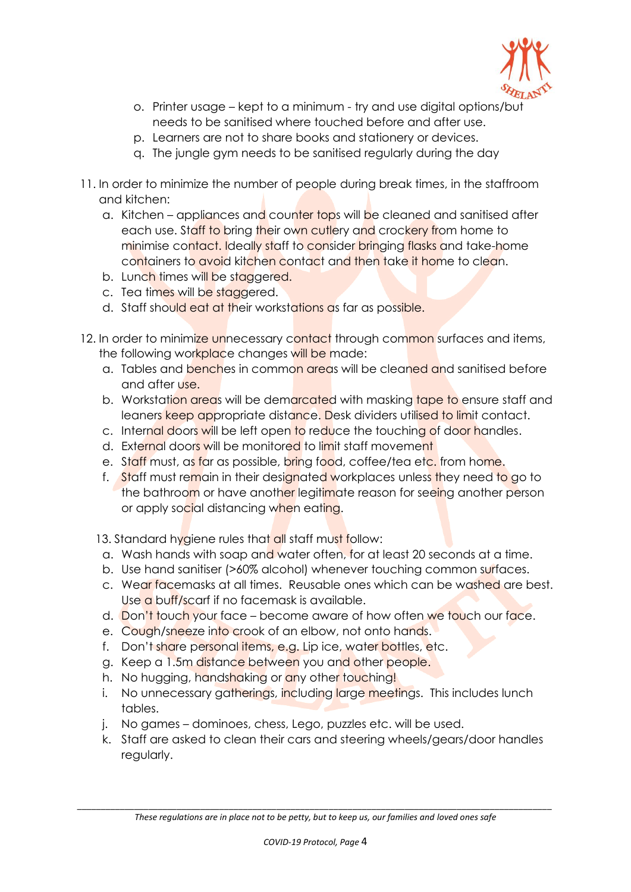o. Printer usage – kept to a minimum - try and use digital options/but needs to be sanitised where touched before and after use.
p. Learners are not to share books and stationery or devices.
q. The jungle gym needs to be sanitised regularly during the day

11. In order to minimize the number of people during break times, in the staffroom and kitchen:
    a. Kitchen – appliances and counter tops will be cleaned and sanitised after each use. Staff to bring their own cutlery and crockery from home to minimise contact. Ideally staff to consider bringing flasks and take-home containers to avoid kitchen contact and then take it home to clean.
    b. Lunch times will be staggered.
    c. Tea times will be staggered.
    d. Staff should eat at their workstations as far as possible.

12. In order to minimize unnecessary contact through common surfaces and items, the following workplace changes will be made:
    a. Tables and benches in common areas will be cleaned and sanitised before and after use.
    b. Workstation areas will be demarcated with masking tape to ensure staff and leaners keep appropriate distance. Desk dividers utilised to limit contact.
    c. Internal doors will be left open to reduce the touching of door handles.
    d. External doors will be monitored to limit staff movement
    e. Staff must, as far as possible, bring food, coffee/tea etc. from home.
    f. Staff must remain in their designated workplaces unless they need to go to the bathroom or have another legitimate reason for seeing another person or apply social distancing when eating.

13. Standard hygiene rules that all staff must follow:
    a. Wash hands with soap and water often, for at least 20 seconds at a time.
    b. Use hand sanitiser (>60% alcohol) whenever touching common surfaces.
    c. Wear facemasks at all times. Reusable ones which can be washed are best. Use a buff/scarf if no facemask is available.
    d. Don't touch your face – become aware of how often we touch our face.
    e. Cough/sneeze into crook of an elbow, not onto hands.
    f. Don't share personal items, e.g. Lip ice, water bottles, etc.
    g. Keep a 1.5m distance between you and other people.
    h. No hugging, handshaking or any other touching!
    i. No unnecessary gatherings, including large meetings. This includes lunch tables.
    j. No games – dominoes, chess, Lego, puzzles etc. will be used.
    k. Staff are asked to clean their cars and steering wheels/gears/door handles regularly.

*These regulations are in place not to be petty, but to keep us, our families and loved ones safe*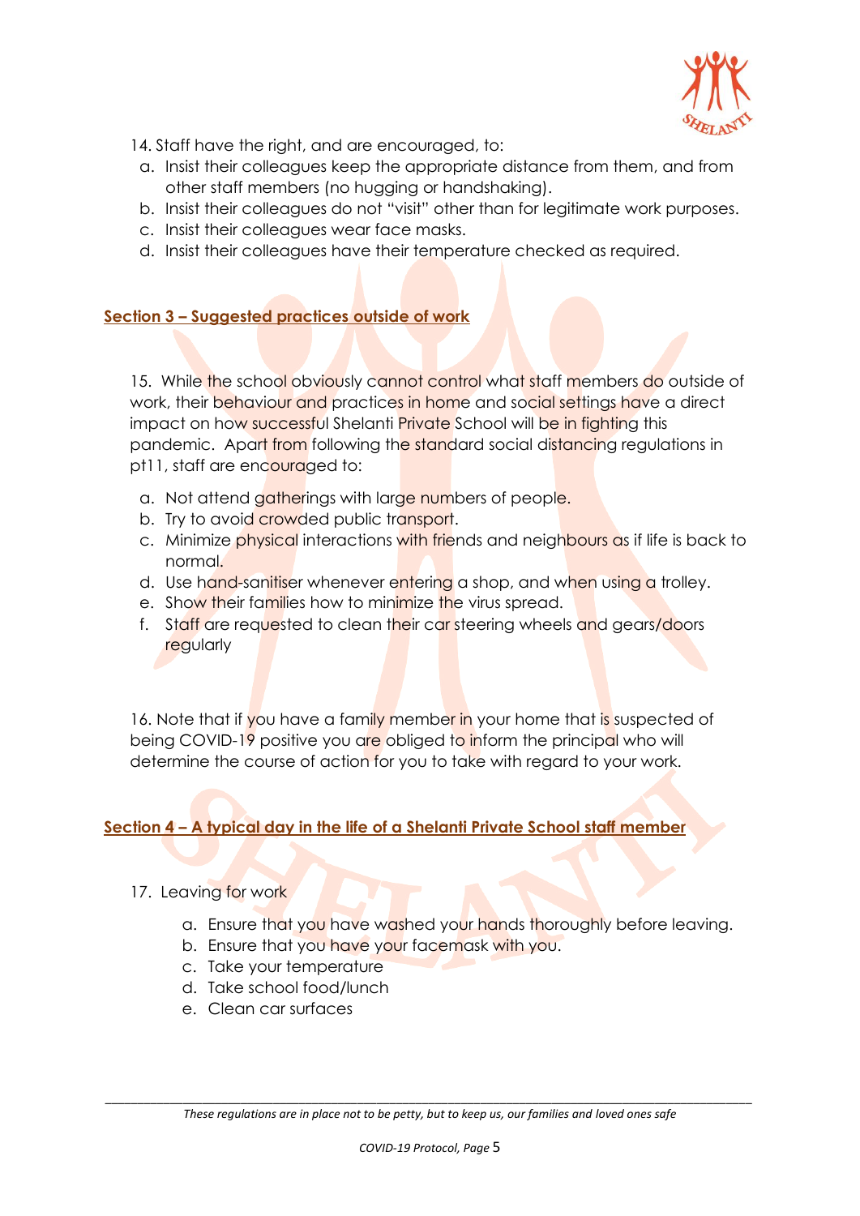14. Staff have the right, and are encouraged, to:
   a. Insist their colleagues keep the appropriate distance from them, and from other staff members (no hugging or handshaking).
   b. Insist their colleagues do not "visit" other than for legitimate work purposes.
   c. Insist their colleagues wear face masks.
   d. Insist their colleagues have their temperature checked as required.

## Section 3 – Suggested practices outside of work

15. While the school obviously cannot control what staff members do outside of work, their behaviour and practices in home and social settings have a direct impact on how successful Shelanti Private School will be in fighting this pandemic. Apart from following the standard social distancing regulations in pt11, staff are encouraged to:
   a. Not attend gatherings with large numbers of people.
   b. Try to avoid crowded public transport.
   c. Minimize physical interactions with friends and neighbours as if life is back to normal.
   d. Use hand-sanitiser whenever entering a shop, and when using a trolley.
   e. Show their families how to minimize the virus spread.
   f. Staff are requested to clean their car steering wheels and gears/doors regularly

16. Note that if you have a family member in your home that is suspected of being COVID-19 positive you are obliged to inform the principal who will determine the course of action for you to take with regard to your work.

## Section 4 – A typical day in the life of a Shelanti Private School staff member

17. Leaving for work
   a. Ensure that you have washed your hands thoroughly before leaving.
   b. Ensure that you have your facemask with you.
   c. Take your temperature
   d. Take school food/lunch
   e. Clean car surfaces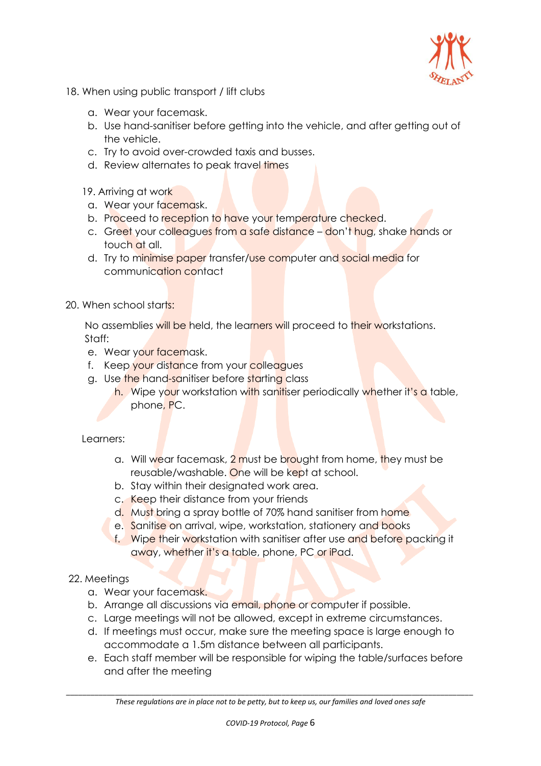18. When using public transport / lift clubs

    a. Wear your facemask.
    b. Use hand-sanitiser before getting into the vehicle, and after getting out of the vehicle.
    c. Try to avoid over-crowded taxis and busses.
    d. Review alternates to peak travel times

19. Arriving at work

    a. Wear your facemask.
    b. Proceed to reception to have your temperature checked.
    c. Greet your colleagues from a safe distance – don't hug, shake hands or touch at all.
    d. Try to minimise paper transfer/use computer and social media for communication contact

20. When school starts:

No assemblies will be held, the learners will proceed to their workstations.

Staff:

e. Wear your facemask.
f. Keep your distance from your colleagues
g. Use the hand-sanitiser before starting class
h. Wipe your workstation with sanitiser periodically whether it's a table, phone, PC.

Learners:

a. Will wear facemask, 2 must be brought from home, they must be reusable/washable. One will be kept at school.
b. Stay within their designated work area.
c. Keep their distance from your friends
d. Must bring a spray bottle of 70% hand sanitiser from home
e. Sanitise on arrival, wipe, workstation, stationery and books
f. Wipe their workstation with sanitiser after use and before packing it away, whether it's a table, phone, PC or iPad.

22. Meetings

    a. Wear your facemask.
    b. Arrange all discussions via email, phone or computer if possible.
    c. Large meetings will not be allowed, except in extreme circumstances.
    d. If meetings must occur, make sure the meeting space is large enough to accommodate a 1.5m distance between all participants.
    e. Each staff member will be responsible for wiping the table/surfaces before and after the meeting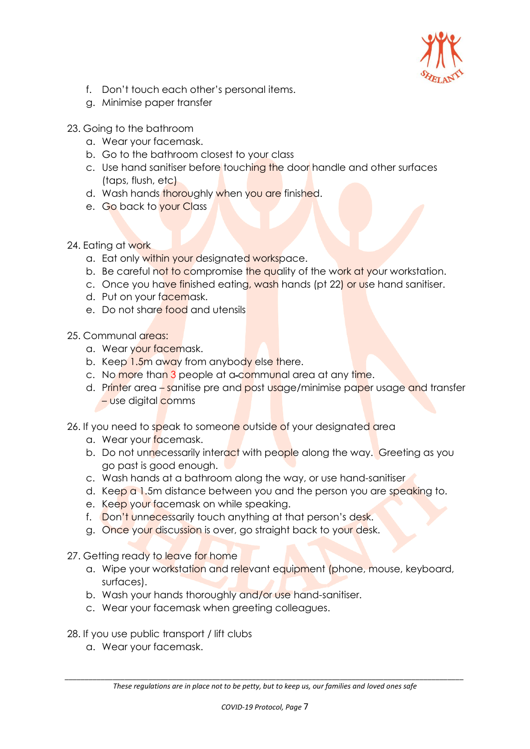f. Don't touch each other's personal items.
g. Minimise paper transfer

23. Going to the bathroom
    a. Wear your facemask.
    b. Go to the bathroom closest to your class
    c. Use hand sanitiser before touching the door handle and other surfaces (taps, flush, etc)
    d. Wash hands thoroughly when you are finished.
    e. Go back to your Class

24. Eating at work
    a. Eat only within your designated workspace.
    b. Be careful not to compromise the quality of the work at your workstation.
    c. Once you have finished eating, wash hands (pt 22) or use hand sanitiser.
    d. Put on your facemask.
    e. Do not share food and utensils

25. Communal areas:
    a. Wear your facemask.
    b. Keep 1.5m away from anybody else there.
    c. No more than 3 people at a communal area at any time.
    d. Printer area – sanitise pre and post usage/minimise paper usage and transfer – use digital comms

26. If you need to speak to someone outside of your designated area
    a. Wear your facemask.
    b. Do not unnecessarily interact with people along the way. Greeting as you go past is good enough.
    c. Wash hands at a bathroom along the way, or use hand-sanitiser
    d. Keep a 1.5m distance between you and the person you are speaking to.
    e. Keep your facemask on while speaking.
    f. Don't unnecessarily touch anything at that person's desk.
    g. Once your discussion is over, go straight back to your desk.

27. Getting ready to leave for home
    a. Wipe your workstation and relevant equipment (phone, mouse, keyboard, surfaces).
    b. Wash your hands thoroughly and/or use hand-sanitiser.
    c. Wear your facemask when greeting colleagues.

28. If you use public transport / lift clubs
    a. Wear your facemask.

*These regulations are in place not to be petty, but to keep us, our families and loved ones safe*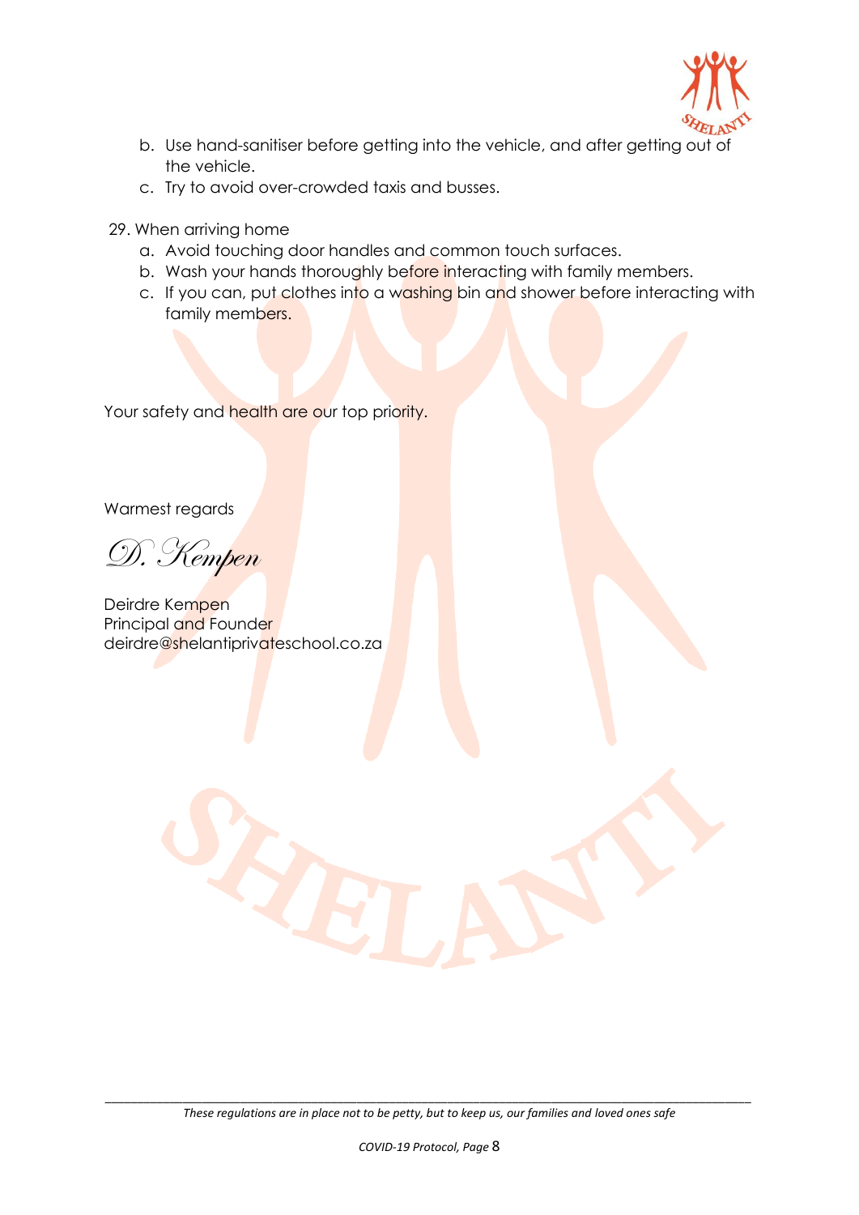b. Use hand-sanitiser before getting into the vehicle, and after getting out of the vehicle.
c. Try to avoid over-crowded taxis and busses.

29. When arriving home
    a. Avoid touching door handles and common touch surfaces.
    b. Wash your hands thoroughly before interacting with family members.
    c. If you can, put clothes into a washing bin and shower before interacting with family members.

Your safety and health are our top priority.

Warmest regards

*D. Kempen*

Deirdre Kempen
Principal and Founder
deirdre@shelantiprivateschool.co.za

*These regulations are in place not to be petty, but to keep us, our families and loved ones safe*